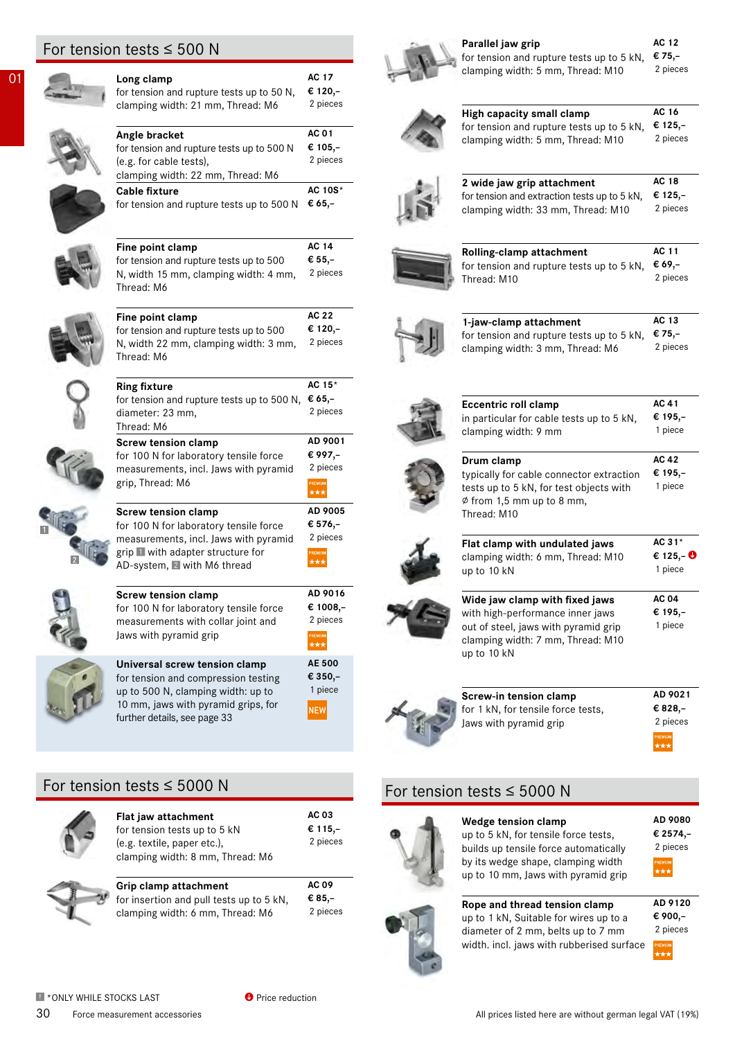## For tension tests ≤ 500 N

**Long clamp**
for tension and rupture tests up to 50 N, clamping width: 21 mm, Thread: M6
AC 17 — € 120,– — 2 pieces

**Angle bracket**
for tension and rupture tests up to 500 N (e.g. for cable tests), clamping width: 22 mm, Thread: M6
AC 01 — € 105,– — 2 pieces

**Cable fixture**
for tension and rupture tests up to 500 N
AC 10S* — € 65,–

**Fine point clamp**
for tension and rupture tests up to 500 N, width 15 mm, clamping width: 4 mm, Thread: M6
AC 14 — € 55,– — 2 pieces

**Fine point clamp**
for tension and rupture tests up to 500 N, width 22 mm, clamping width: 3 mm, Thread: M6
AC 22 — € 120,– — 2 pieces

**Ring fixture**
for tension and rupture tests up to 500 N, diameter: 23 mm, Thread: M6
AC 15* — € 65,– — 2 pieces

**Screw tension clamp**
for 100 N for laboratory tensile force measurements, incl. Jaws with pyramid grip, Thread: M6
AD 9001 — € 997,– — 2 pieces — PREMIUM ★★★

**Screw tension clamp**
for 100 N for laboratory tensile force measurements, incl. Jaws with pyramid grip 1 with adapter structure for AD-system, 2 with M6 thread
AD 9005 — € 576,– — 2 pieces — PREMIUM ★★★

**Screw tension clamp**
for 100 N for laboratory tensile force measurements with collar joint and Jaws with pyramid grip
AD 9016 — € 1008,– — 2 pieces — PREMIUM ★★★

**Universal screw tension clamp**
for tension and compression testing up to 500 N, clamping width: up to 10 mm, jaws with pyramid grips, for further details, see page 33
AE 500 — € 350,– — 1 piece — NEW

## For tension tests ≤ 5000 N

**Flat jaw attachment**
for tension tests up to 5 kN (e.g. textile, paper etc.), clamping width: 8 mm, Thread: M6
AC 03 — € 115,– — 2 pieces

**Grip clamp attachment**
for insertion and pull tests up to 5 kN, clamping width: 6 mm, Thread: M6
AC 09 — € 85,– — 2 pieces

**Parallel jaw grip**
for tension and rupture tests up to 5 kN, clamping width: 5 mm, Thread: M10
AC 12 — € 75,– — 2 pieces

**High capacity small clamp**
for tension and rupture tests up to 5 kN, clamping width: 5 mm, Thread: M10
AC 16 — € 125,– — 2 pieces

**2 wide jaw grip attachment**
for tension and extraction tests up to 5 kN, clamping width: 33 mm, Thread: M10
AC 18 — € 125,– — 2 pieces

**Rolling-clamp attachment**
for tension and rupture tests up to 5 kN, Thread: M10
AC 11 — € 69,– — 2 pieces

**1-jaw-clamp attachment**
for tension and rupture tests up to 5 kN, clamping width: 3 mm, Thread: M6
AC 13 — € 75,– — 2 pieces

**Eccentric roll clamp**
in particular for cable tests up to 5 kN, clamping width: 9 mm
AC 41 — € 195,– — 1 piece

**Drum clamp**
typically for cable connector extraction tests up to 5 kN, for test objects with ⌀ from 1,5 mm up to 8 mm, Thread: M10
AC 42 — € 195,– — 1 piece

**Flat clamp with undulated jaws**
clamping width: 6 mm, Thread: M10 up to 10 kN
AC 31* — € 125,– (Price reduction) — 1 piece

**Wide jaw clamp with fixed jaws**
with high-performance inner jaws out of steel, jaws with pyramid grip clamping width: 7 mm, Thread: M10 up to 10 kN
AC 04 — € 195,– — 1 piece

**Screw-in tension clamp**
for 1 kN, for tensile force tests, Jaws with pyramid grip
AD 9021 — € 828,– — 2 pieces — PREMIUM ★★★

## For tension tests ≤ 5000 N

**Wedge tension clamp**
up to 5 kN, for tensile force tests, builds up tensile force automatically by its wedge shape, clamping width up to 10 mm, Jaws with pyramid grip
AD 9080 — € 2574,– — 2 pieces — PREMIUM ★★★

**Rope and thread tension clamp**
up to 1 kN, Suitable for wires up to a diameter of 2 mm, belts up to 7 mm width. incl. jaws with rubberised surface
AD 9120 — € 900,– — 2 pieces — PREMIUM ★★★

*ONLY WHILE STOCKS LAST

Price reduction

All prices listed here are without german legal VAT (19%)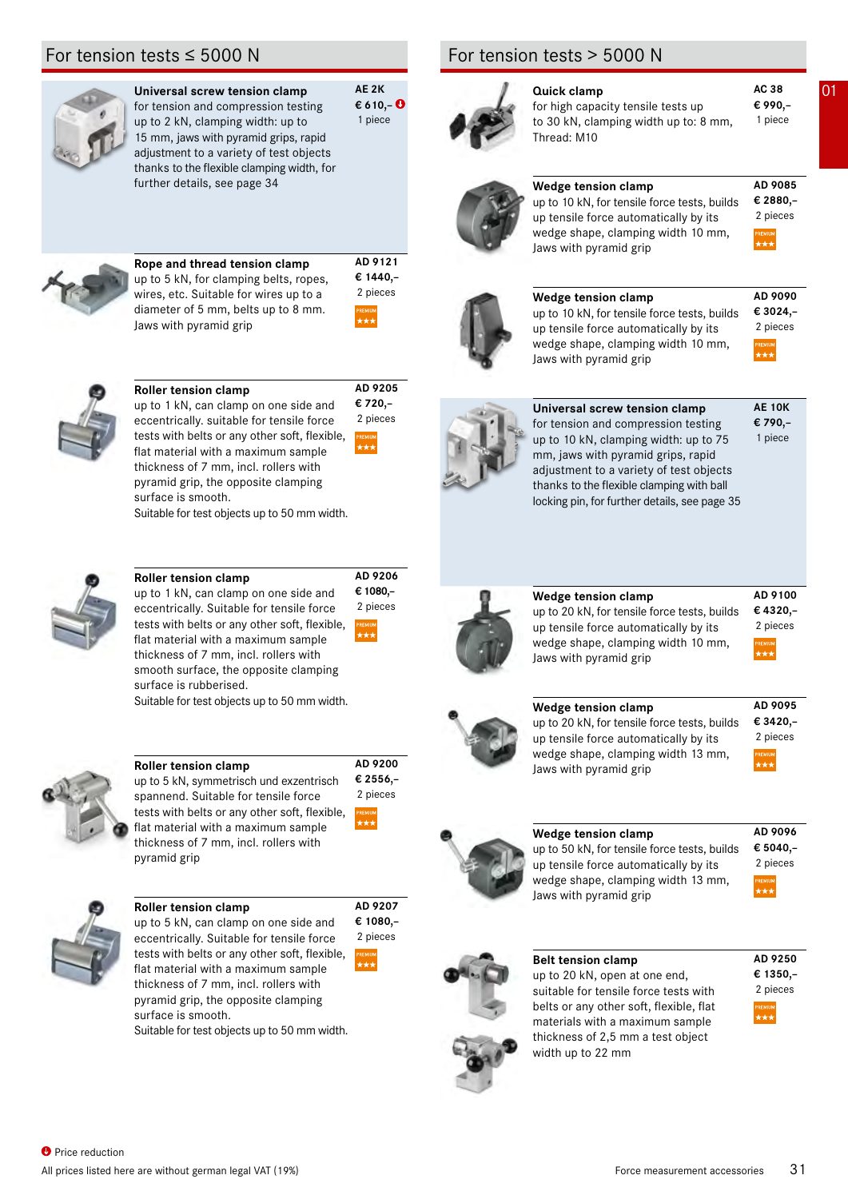## For tension tests ≤ 5000 N

**Universal screw tension clamp** — AE 2K — € 610,– (price reduction) — 1 piece
for tension and compression testing up to 2 kN, clamping width: up to 15 mm, jaws with pyramid grips, rapid adjustment to a variety of test objects thanks to the flexible clamping width, for further details, see page 34

**Rope and thread tension clamp** — AD 9121 — € 1440,– — 2 pieces — PREMIUM ★★★
up to 5 kN, for clamping belts, ropes, wires, etc. Suitable for wires up to a diameter of 5 mm, belts up to 8 mm. Jaws with pyramid grip

**Roller tension clamp** — AD 9205 — € 720,– — 2 pieces — PREMIUM ★★★
up to 1 kN, can clamp on one side and eccentrically. suitable for tensile force tests with belts or any other soft, flexible, flat material with a maximum sample thickness of 7 mm, incl. rollers with pyramid grip, the opposite clamping surface is smooth.
Suitable for test objects up to 50 mm width.

**Roller tension clamp** — AD 9206 — € 1080,– — 2 pieces — PREMIUM ★★★
up to 1 kN, can clamp on one side and eccentrically. Suitable for tensile force tests with belts or any other soft, flexible, flat material with a maximum sample thickness of 7 mm, incl. rollers with smooth surface, the opposite clamping surface is rubberised.
Suitable for test objects up to 50 mm width.

**Roller tension clamp** — AD 9200 — € 2556,– — 2 pieces — PREMIUM ★★★
up to 5 kN, symmetrisch und exzentrisch spannend. Suitable for tensile force tests with belts or any other soft, flexible, flat material with a maximum sample thickness of 7 mm, incl. rollers with pyramid grip

**Roller tension clamp** — AD 9207 — € 1080,– — 2 pieces — PREMIUM ★★★
up to 5 kN, can clamp on one side and eccentrically. Suitable for tensile force tests with belts or any other soft, flexible, flat material with a maximum sample thickness of 7 mm, incl. rollers with pyramid grip, the opposite clamping surface is smooth.
Suitable for test objects up to 50 mm width.

## For tension tests > 5000 N

**Quick clamp** — AC 38 — € 990,– — 1 piece
for high capacity tensile tests up to 30 kN, clamping width up to: 8 mm, Thread: M10

**Wedge tension clamp** — AD 9085 — € 2880,– — 2 pieces — PREMIUM ★★★
up to 10 kN, for tensile force tests, builds up tensile force automatically by its wedge shape, clamping width 10 mm, Jaws with pyramid grip

**Wedge tension clamp** — AD 9090 — € 3024,– — 2 pieces — PREMIUM ★★★
up to 10 kN, for tensile force tests, builds up tensile force automatically by its wedge shape, clamping width 10 mm, Jaws with pyramid grip

**Universal screw tension clamp** — AE 10K — € 790,– — 1 piece
for tension and compression testing up to 10 kN, clamping width: up to 75 mm, jaws with pyramid grips, rapid adjustment to a variety of test objects thanks to the flexible clamping with ball locking pin, for further details, see page 35

**Wedge tension clamp** — AD 9100 — € 4320,– — 2 pieces — PREMIUM ★★★
up to 20 kN, for tensile force tests, builds up tensile force automatically by its wedge shape, clamping width 10 mm, Jaws with pyramid grip

**Wedge tension clamp** — AD 9095 — € 3420,– — 2 pieces — PREMIUM ★★★
up to 20 kN, for tensile force tests, builds up tensile force automatically by its wedge shape, clamping width 13 mm, Jaws with pyramid grip

**Wedge tension clamp** — AD 9096 — € 5040,– — 2 pieces — PREMIUM ★★★
up to 50 kN, for tensile force tests, builds up tensile force automatically by its wedge shape, clamping width 13 mm, Jaws with pyramid grip

**Belt tension clamp** — AD 9250 — € 1350,– — 2 pieces — PREMIUM ★★★
up to 20 kN, open at one end, suitable for tensile force tests with belts or any other soft, flexible, flat materials with a maximum sample thickness of 2,5 mm a test object width up to 22 mm

Price reduction

All prices listed here are without german legal VAT (19%)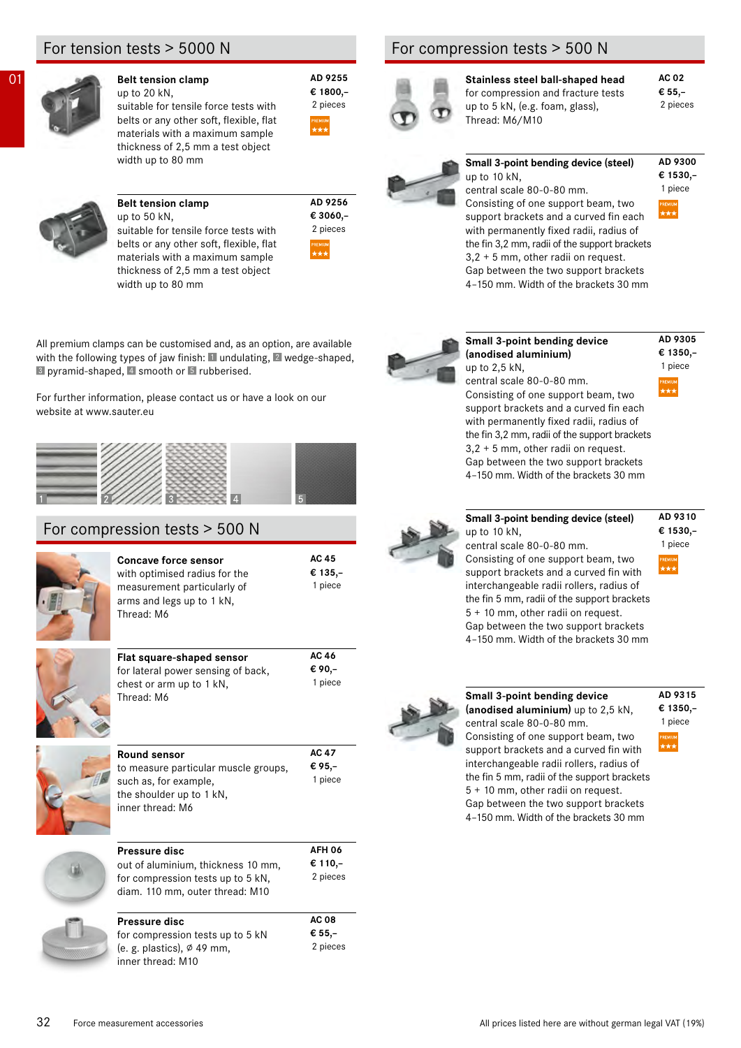## For tension tests > 5000 N

**Belt tension clamp**
up to 20 kN,
suitable for tensile force tests with belts or any other soft, flexible, flat materials with a maximum sample thickness of 2,5 mm a test object width up to 80 mm

AD 9255
€ 1800,–
2 pieces

**Belt tension clamp**
up to 50 kN,
suitable for tensile force tests with belts or any other soft, flexible, flat materials with a maximum sample thickness of 2,5 mm a test object width up to 80 mm

AD 9256
€ 3060,–
2 pieces

All premium clamps can be customised and, as an option, are available with the following types of jaw finish: 1 undulating, 2 wedge-shaped, 3 pyramid-shaped, 4 smooth or 5 rubberised.

For further information, please contact us or have a look on our website at www.sauter.eu

1 2 3 4 5

## For compression tests > 500 N

**Concave force sensor**
with optimised radius for the measurement particularly of arms and legs up to 1 kN,
Thread: M6

AC 45
€ 135,–
1 piece

**Flat square-shaped sensor**
for lateral power sensing of back, chest or arm up to 1 kN,
Thread: M6

AC 46
€ 90,–
1 piece

**Round sensor**
to measure particular muscle groups, such as, for example, the shoulder up to 1 kN,
inner thread: M6

AC 47
€ 95,–
1 piece

**Pressure disc**
out of aluminium, thickness 10 mm, for compression tests up to 5 kN, diam. 110 mm, outer thread: M10

AFH 06
€ 110,–
2 pieces

**Pressure disc**
for compression tests up to 5 kN (e. g. plastics), ⌀ 49 mm,
inner thread: M10

AC 08
€ 55,–
2 pieces

## For compression tests > 500 N

**Stainless steel ball-shaped head**
for compression and fracture tests up to 5 kN, (e.g. foam, glass),
Thread: M6/M10

AC 02
€ 55,–
2 pieces

**Small 3-point bending device (steel)**
up to 10 kN,
central scale 80-0-80 mm.
Consisting of one support beam, two support brackets and a curved fin each with permanently fixed radii, radius of the fin 3,2 mm, radii of the support brackets 3,2 + 5 mm, other radii on request.
Gap between the two support brackets 4–150 mm. Width of the brackets 30 mm

AD 9300
€ 1530,–
1 piece

**Small 3-point bending device (anodised aluminium)**
up to 2,5 kN,
central scale 80-0-80 mm.
Consisting of one support beam, two support brackets and a curved fin each with permanently fixed radii, radius of the fin 3,2 mm, radii of the support brackets 3,2 + 5 mm, other radii on request.
Gap between the two support brackets 4–150 mm. Width of the brackets 30 mm

AD 9305
€ 1350,–
1 piece

**Small 3-point bending device (steel)**
up to 10 kN,
central scale 80-0-80 mm.
Consisting of one support beam, two support brackets and a curved fin with interchangeable radii rollers, radius of the fin 5 mm, radii of the support brackets 5 + 10 mm, other radii on request.
Gap between the two support brackets 4–150 mm. Width of the brackets 30 mm

AD 9310
€ 1530,–
1 piece

**Small 3-point bending device (anodised aluminium)** up to 2,5 kN,
central scale 80-0-80 mm.
Consisting of one support beam, two support brackets and a curved fin with interchangeable radii rollers, radius of the fin 5 mm, radii of the support brackets 5 + 10 mm, other radii on request.
Gap between the two support brackets 4–150 mm. Width of the brackets 30 mm

AD 9315
€ 1350,–
1 piece

All prices listed here are without german legal VAT (19%)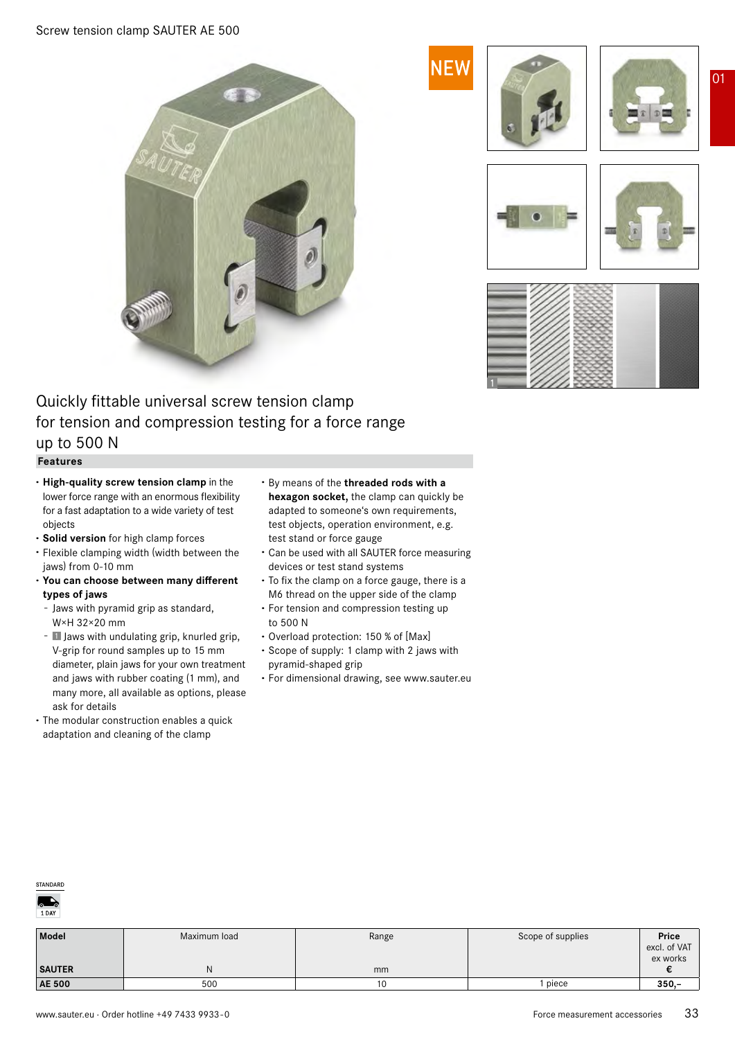# Screw tension clamp SAUTER AE 500

NEW

## Quickly fittable universal screw tension clamp for tension and compression testing for a force range up to 500 N

### Features

- **High-quality screw tension clamp** in the lower force range with an enormous flexibility for a fast adaptation to a wide variety of test objects
- **Solid version** for high clamp forces
- Flexible clamping width (width between the jaws) from 0-10 mm
- **You can choose between many different types of jaws**
  - Jaws with pyramid grip as standard, W×H 32×20 mm
  - 1 Jaws with undulating grip, knurled grip, V-grip for round samples up to 15 mm diameter, plain jaws for your own treatment and jaws with rubber coating (1 mm), and many more, all available as options, please ask for details
- The modular construction enables a quick adaptation and cleaning of the clamp
- By means of the **threaded rods with a hexagon socket,** the clamp can quickly be adapted to someone's own requirements, test objects, operation environment, e.g. test stand or force gauge
- Can be used with all SAUTER force measuring devices or test stand systems
- To fix the clamp on a force gauge, there is a M6 thread on the upper side of the clamp
- For tension and compression testing up to 500 N
- Overload protection: 150 % of [Max]
- Scope of supply: 1 clamp with 2 jaws with pyramid-shaped grip
- For dimensional drawing, see www.sauter.eu

STANDARD
1 DAY

| Model | Maximum load | Range | Scope of supplies | Price excl. of VAT ex works |
|---|---|---|---|---|
| SAUTER | N | mm | | € |
| AE 500 | 500 | 10 | 1 piece | 350,– |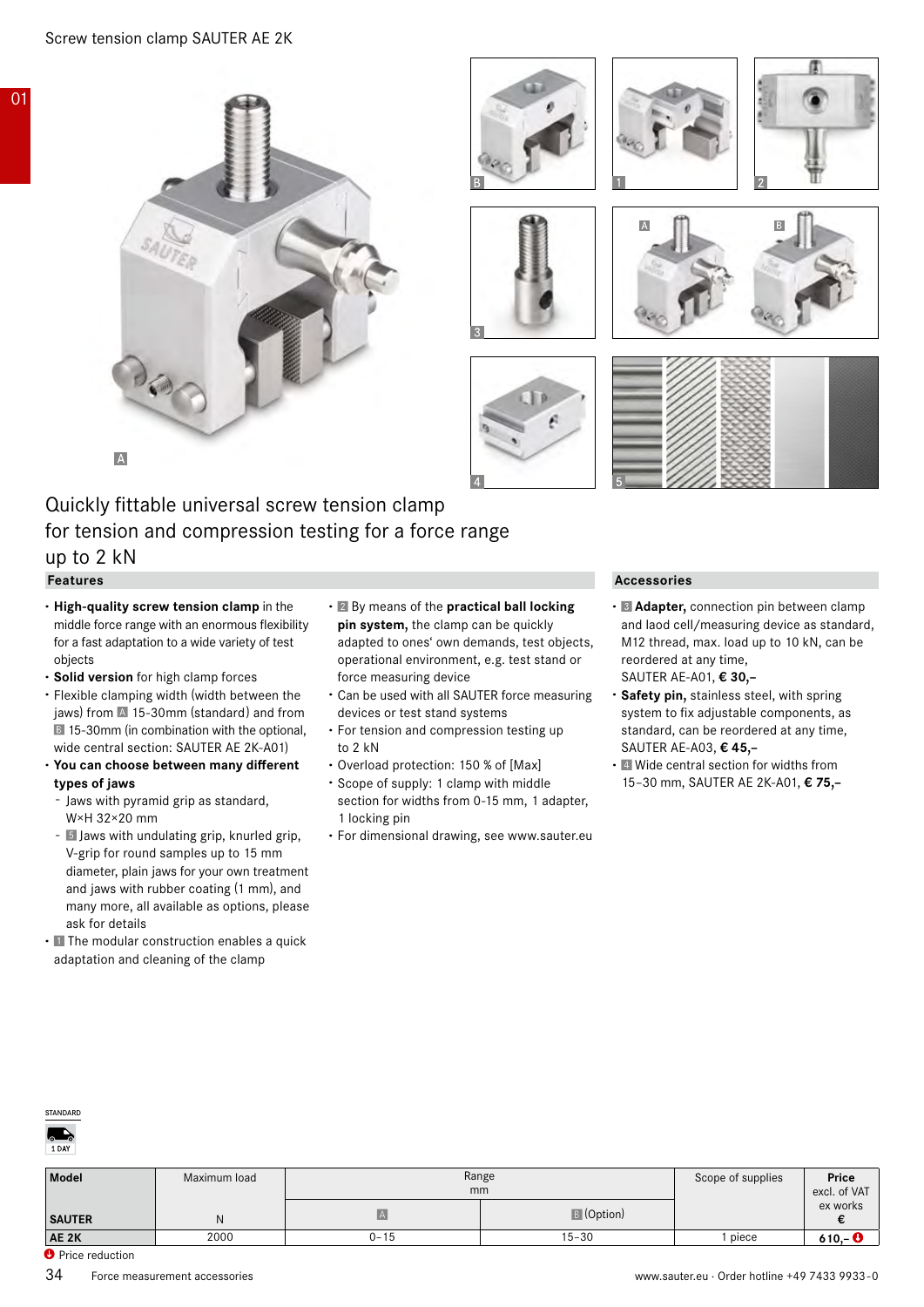Screw tension clamp SAUTER AE 2K

# Quickly fittable universal screw tension clamp for tension and compression testing for a force range up to 2 kN

## Features

- **High-quality screw tension clamp** in the middle force range with an enormous flexibility for a fast adaptation to a wide variety of test objects
- **Solid version** for high clamp forces
- Flexible clamping width (width between the jaws) from A 15-30mm (standard) and from B 15-30mm (in combination with the optional, wide central section: SAUTER AE 2K-A01)
- **You can choose between many different types of jaws**
  - Jaws with pyramid grip as standard, W×H 32×20 mm
  - 5 Jaws with undulating grip, knurled grip, V-grip for round samples up to 15 mm diameter, plain jaws for your own treatment and jaws with rubber coating (1 mm), and many more, all available as options, please ask for details
- 1 The modular construction enables a quick adaptation and cleaning of the clamp
- 2 By means of the **practical ball locking pin system,** the clamp can be quickly adapted to ones' own demands, test objects, operational environment, e.g. test stand or force measuring device
- Can be used with all SAUTER force measuring devices or test stand systems
- For tension and compression testing up to 2 kN
- Overload protection: 150 % of [Max]
- Scope of supply: 1 clamp with middle section for widths from 0-15 mm, 1 adapter, 1 locking pin
- For dimensional drawing, see www.sauter.eu

## Accessories

- 3 **Adapter,** connection pin between clamp and laod cell/measuring device as standard, M12 thread, max. load up to 10 kN, can be reordered at any time, SAUTER AE-A01, **€ 30,–**
- **Safety pin,** stainless steel, with spring system to fix adjustable components, as standard, can be reordered at any time, SAUTER AE-A03, **€ 45,–**
- 4 Wide central section for widths from 15–30 mm, SAUTER AE 2K-A01, **€ 75,–**

STANDARD

1 DAY

| Model | Maximum load | Range mm | | Scope of supplies | Price excl. of VAT ex works |
|---|---|---|---|---|---|
| | | A | B (Option) | | |
| **SAUTER** | N | | | | € |
| **AE 2K** | 2000 | 0–15 | 15–30 | 1 piece | **610,–** |

Price reduction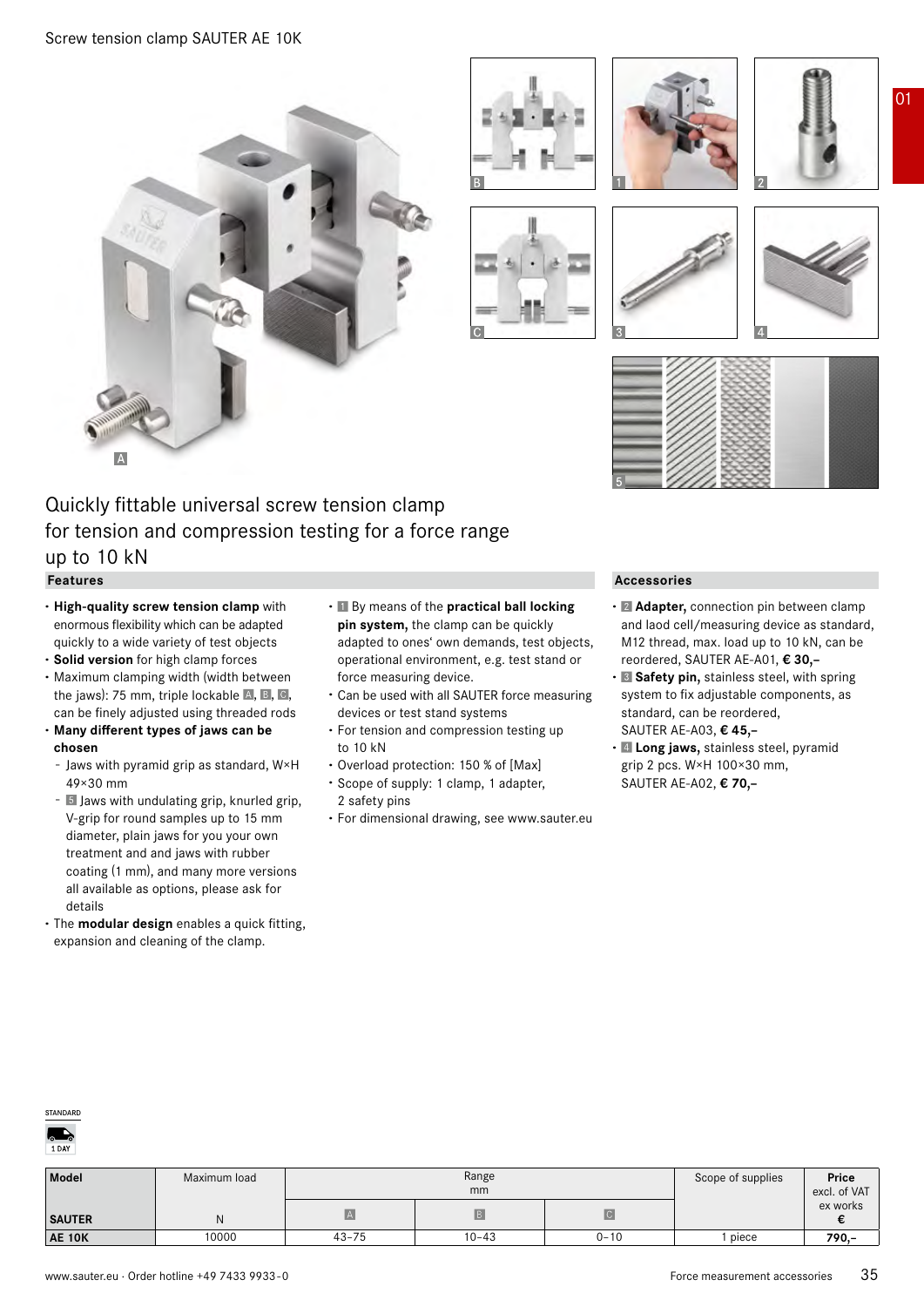# Screw tension clamp SAUTER AE 10K

## Quickly fittable universal screw tension clamp for tension and compression testing for a force range up to 10 kN

### Features

- **High-quality screw tension clamp** with enormous flexibility which can be adapted quickly to a wide variety of test objects
- **Solid version** for high clamp forces
- Maximum clamping width (width between the jaws): 75 mm, triple lockable A, B, C, can be finely adjusted using threaded rods
- **Many different types of jaws can be chosen**
  - Jaws with pyramid grip as standard, W×H 49×30 mm
  - 5 Jaws with undulating grip, knurled grip, V-grip for round samples up to 15 mm diameter, plain jaws for your own treatment and and jaws with rubber coating (1 mm), and many more versions all available as options, please ask for details
- The **modular design** enables a quick fitting, expansion and cleaning of the clamp.
- 1 By means of the **practical ball locking pin system,** the clamp can be quickly adapted to ones' own demands, test objects, operational environment, e.g. test stand or force measuring device.
- Can be used with all SAUTER force measuring devices or test stand systems
- For tension and compression testing up to 10 kN
- Overload protection: 150 % of [Max]
- Scope of supply: 1 clamp, 1 adapter, 2 safety pins
- For dimensional drawing, see www.sauter.eu

### Accessories

- 2 **Adapter,** connection pin between clamp and laod cell/measuring device as standard, M12 thread, max. load up to 10 kN, can be reordered, SAUTER AE-A01, **€ 30,–**
- 3 **Safety pin,** stainless steel, with spring system to fix adjustable components, as standard, can be reordered, SAUTER AE-A03, **€ 45,–**
- 4 **Long jaws,** stainless steel, pyramid grip 2 pcs. W×H 100×30 mm, SAUTER AE-A02, **€ 70,–**

STANDARD
1 DAY

| Model | Maximum load | Range mm | | | Scope of supplies | Price excl. of VAT ex works |
|---|---|---|---|---|---|---|
| SAUTER | N | A | B | C | | € |
| **AE 10K** | 10000 | 43–75 | 10–43 | 0–10 | 1 piece | **790,–** |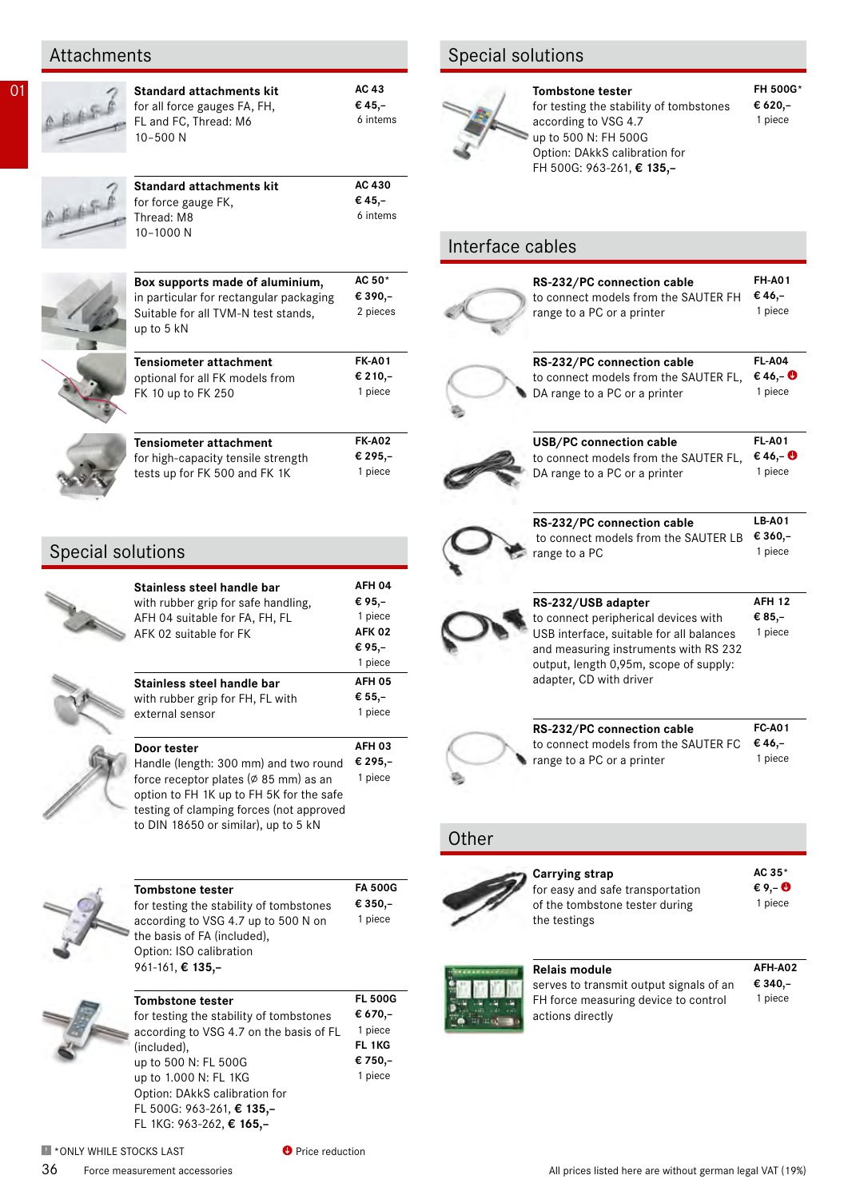## Attachments

| | | |
|---|---|---|
| **Standard attachments kit** for all force gauges FA, FH, FL and FC, Thread: M6 10–500 N | AC 43 € 45,– 6 intems | |
| **Standard attachments kit** for force gauge FK, Thread: M8 10–1000 N | AC 430 € 45,– 6 intems | |
| **Box supports made of aluminium,** in particular for rectangular packaging Suitable for all TVM-N test stands, up to 5 kN | AC 50* € 390,– 2 pieces | |
| **Tensiometer attachment** optional for all FK models from FK 10 up to FK 250 | FK-A01 € 210,– 1 piece | |
| **Tensiometer attachment** for high-capacity tensile strength tests up for FK 500 and FK 1K | FK-A02 € 295,– 1 piece | |

## Special solutions

| | |
|---|---|
| **Stainless steel handle bar** with rubber grip for safe handling, AFH 04 suitable for FA, FH, FL AFK 02 suitable for FK | AFH 04 € 95,– 1 piece AFK 02 € 95,– 1 piece |
| **Stainless steel handle bar** with rubber grip for FH, FL with external sensor | AFH 05 € 55,– 1 piece |
| **Door tester** Handle (length: 300 mm) and two round force receptor plates (Ø 85 mm) as an option to FH 1K up to FH 5K for the safe testing of clamping forces (not approved to DIN 18650 or similar), up to 5 kN | AFH 03 € 295,– 1 piece |
| **Tombstone tester** for testing the stability of tombstones according to VSG 4.7 up to 500 N on the basis of FA (included). Option: ISO calibration 961-161, **€ 135,–** | FA 500G € 350,– 1 piece |
| **Tombstone tester** for testing the stability of tombstones according to VSG 4.7 on the basis of FL (included), up to 500 N: FL 500G up to 1.000 N: FL 1KG Option: DAkkS calibration for FL 500G: 963-261, **€ 135,–** FL 1KG: 963-262, **€ 165,–** | FL 500G € 670,– 1 piece FL 1KG € 750,– 1 piece |

## Special solutions

| | |
|---|---|
| **Tombstone tester** for testing the stability of tombstones according to VSG 4.7 up to 500 N: FH 500G Option: DAkkS calibration for FH 500G: 963-261, **€ 135,–** | FH 500G* € 620,– 1 piece |

## Interface cables

| | |
|---|---|
| **RS-232/PC connection cable** to connect models from the SAUTER FH range to a PC or a printer | FH-A01 € 46,– 1 piece |
| **RS-232/PC connection cable** to connect models from the SAUTER FL, DA range to a PC or a printer | FL-A04 € 46,– ❶ 1 piece |
| **USB/PC connection cable** to connect models from the SAUTER FL, DA range to a PC or a printer | FL-A01 € 46,– ❶ 1 piece |
| **RS-232/PC connection cable** to connect models from the SAUTER LB range to a PC | LB-A01 € 360,– 1 piece |
| **RS-232/USB adapter** to connect peripherical devices with USB interface, suitable for all balances and measuring instruments with RS 232 output, length 0,95m, scope of supply: adapter, CD with driver | AFH 12 € 85,– 1 piece |
| **RS-232/PC connection cable** to connect models from the SAUTER FC range to a PC or a printer | FC-A01 € 46,– 1 piece |

## Other

| | |
|---|---|
| **Carrying strap** for easy and safe transportation of the tombstone tester during the testings | AC 35* € 9,– ❶ 1 piece |
| **Relais module** serves to transmit output signals of an FH force measuring device to control actions directly | AFH-A02 € 340,– 1 piece |

*ONLY WHILE STOCKS LAST ❶ Price reduction

All prices listed here are without german legal VAT (19%)